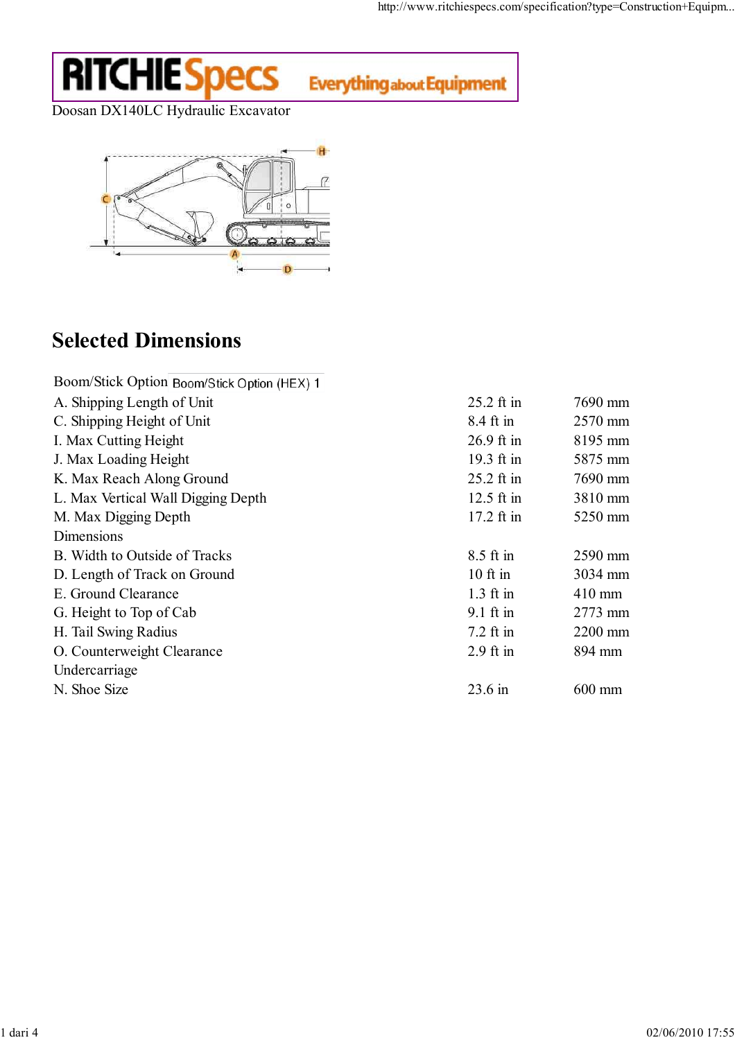RITCHIE Specs Everything about Equipment

Doosan DX140LC Hydraulic Excavator

## Selected Dimensions

| Boom/Stick Option | Boom/Stick Option (HEX) 1 | |
|---|---|---|
| A. Shipping Length of Unit | 25.2 ft in | 7690 mm |
| C. Shipping Height of Unit | 8.4 ft in | 2570 mm |
| I. Max Cutting Height | 26.9 ft in | 8195 mm |
| J. Max Loading Height | 19.3 ft in | 5875 mm |
| K. Max Reach Along Ground | 25.2 ft in | 7690 mm |
| L. Max Vertical Wall Digging Depth | 12.5 ft in | 3810 mm |
| M. Max Digging Depth | 17.2 ft in | 5250 mm |
| Dimensions | | |
| B. Width to Outside of Tracks | 8.5 ft in | 2590 mm |
| D. Length of Track on Ground | 10 ft in | 3034 mm |
| E. Ground Clearance | 1.3 ft in | 410 mm |
| G. Height to Top of Cab | 9.1 ft in | 2773 mm |
| H. Tail Swing Radius | 7.2 ft in | 2200 mm |
| O. Counterweight Clearance | 2.9 ft in | 894 mm |
| Undercarriage | | |
| N. Shoe Size | 23.6 in | 600 mm |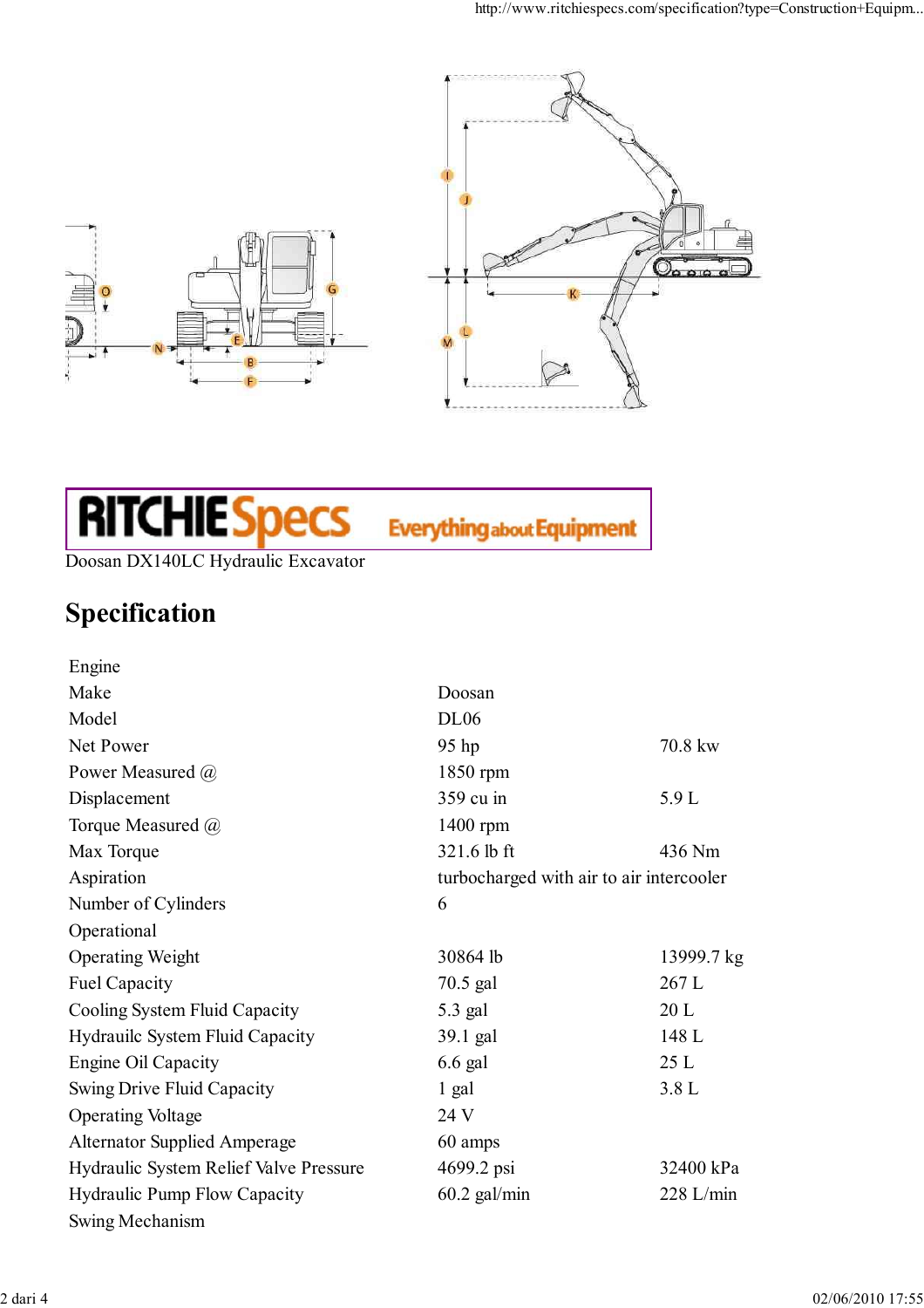Doosan DX140LC Hydraulic Excavator

# Specification

| | | |
|---|---|---|
| Engine | | |
| Make | Doosan | |
| Model | DL06 | |
| Net Power | 95 hp | 70.8 kw |
| Power Measured @ | 1850 rpm | |
| Displacement | 359 cu in | 5.9 L |
| Torque Measured @ | 1400 rpm | |
| Max Torque | 321.6 lb ft | 436 Nm |
| Aspiration | turbocharged with air to air intercooler | |
| Number of Cylinders | 6 | |
| Operational | | |
| Operating Weight | 30864 lb | 13999.7 kg |
| Fuel Capacity | 70.5 gal | 267 L |
| Cooling System Fluid Capacity | 5.3 gal | 20 L |
| Hydrauilc System Fluid Capacity | 39.1 gal | 148 L |
| Engine Oil Capacity | 6.6 gal | 25 L |
| Swing Drive Fluid Capacity | 1 gal | 3.8 L |
| Operating Voltage | 24 V | |
| Alternator Supplied Amperage | 60 amps | |
| Hydraulic System Relief Valve Pressure | 4699.2 psi | 32400 kPa |
| Hydraulic Pump Flow Capacity | 60.2 gal/min | 228 L/min |
| Swing Mechanism | | |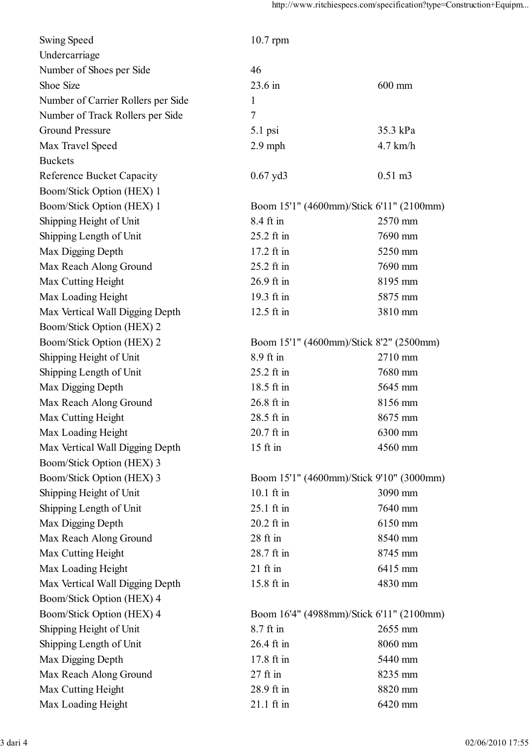| | | |
|---|---|---|
| Swing Speed | 10.7 rpm | |
| Undercarriage | | |
| Number of Shoes per Side | 46 | |
| Shoe Size | 23.6 in | 600 mm |
| Number of Carrier Rollers per Side | 1 | |
| Number of Track Rollers per Side | 7 | |
| Ground Pressure | 5.1 psi | 35.3 kPa |
| Max Travel Speed | 2.9 mph | 4.7 km/h |
| Buckets | | |
| Reference Bucket Capacity | 0.67 yd3 | 0.51 m3 |
| Boom/Stick Option (HEX) 1 | | |
| Boom/Stick Option (HEX) 1 | Boom 15'1" (4600mm)/Stick 6'11" (2100mm) | |
| Shipping Height of Unit | 8.4 ft in | 2570 mm |
| Shipping Length of Unit | 25.2 ft in | 7690 mm |
| Max Digging Depth | 17.2 ft in | 5250 mm |
| Max Reach Along Ground | 25.2 ft in | 7690 mm |
| Max Cutting Height | 26.9 ft in | 8195 mm |
| Max Loading Height | 19.3 ft in | 5875 mm |
| Max Vertical Wall Digging Depth | 12.5 ft in | 3810 mm |
| Boom/Stick Option (HEX) 2 | | |
| Boom/Stick Option (HEX) 2 | Boom 15'1" (4600mm)/Stick 8'2" (2500mm) | |
| Shipping Height of Unit | 8.9 ft in | 2710 mm |
| Shipping Length of Unit | 25.2 ft in | 7680 mm |
| Max Digging Depth | 18.5 ft in | 5645 mm |
| Max Reach Along Ground | 26.8 ft in | 8156 mm |
| Max Cutting Height | 28.5 ft in | 8675 mm |
| Max Loading Height | 20.7 ft in | 6300 mm |
| Max Vertical Wall Digging Depth | 15 ft in | 4560 mm |
| Boom/Stick Option (HEX) 3 | | |
| Boom/Stick Option (HEX) 3 | Boom 15'1" (4600mm)/Stick 9'10" (3000mm) | |
| Shipping Height of Unit | 10.1 ft in | 3090 mm |
| Shipping Length of Unit | 25.1 ft in | 7640 mm |
| Max Digging Depth | 20.2 ft in | 6150 mm |
| Max Reach Along Ground | 28 ft in | 8540 mm |
| Max Cutting Height | 28.7 ft in | 8745 mm |
| Max Loading Height | 21 ft in | 6415 mm |
| Max Vertical Wall Digging Depth | 15.8 ft in | 4830 mm |
| Boom/Stick Option (HEX) 4 | | |
| Boom/Stick Option (HEX) 4 | Boom 16'4" (4988mm)/Stick 6'11" (2100mm) | |
| Shipping Height of Unit | 8.7 ft in | 2655 mm |
| Shipping Length of Unit | 26.4 ft in | 8060 mm |
| Max Digging Depth | 17.8 ft in | 5440 mm |
| Max Reach Along Ground | 27 ft in | 8235 mm |
| Max Cutting Height | 28.9 ft in | 8820 mm |
| Max Loading Height | 21.1 ft in | 6420 mm |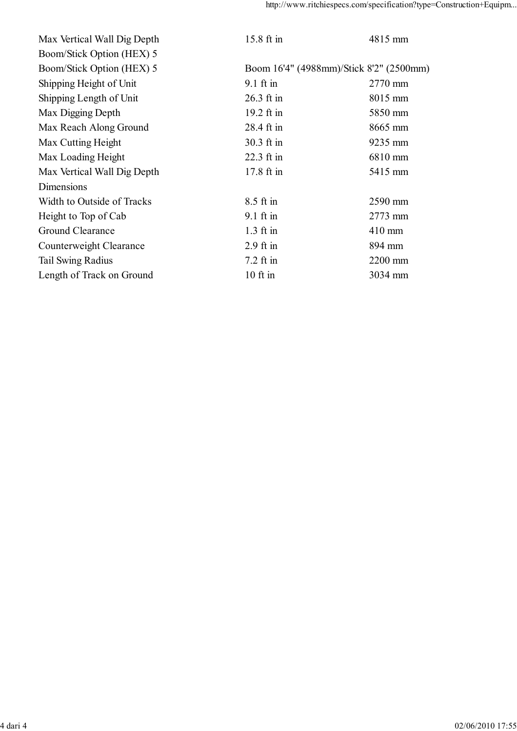| | | |
|---|---|---|
| Max Vertical Wall Dig Depth | 15.8 ft in | 4815 mm |
| Boom/Stick Option (HEX) 5 | | |
| Boom/Stick Option (HEX) 5 | Boom 16'4" (4988mm)/Stick 8'2" (2500mm) | |
| Shipping Height of Unit | 9.1 ft in | 2770 mm |
| Shipping Length of Unit | 26.3 ft in | 8015 mm |
| Max Digging Depth | 19.2 ft in | 5850 mm |
| Max Reach Along Ground | 28.4 ft in | 8665 mm |
| Max Cutting Height | 30.3 ft in | 9235 mm |
| Max Loading Height | 22.3 ft in | 6810 mm |
| Max Vertical Wall Dig Depth | 17.8 ft in | 5415 mm |
| Dimensions | | |
| Width to Outside of Tracks | 8.5 ft in | 2590 mm |
| Height to Top of Cab | 9.1 ft in | 2773 mm |
| Ground Clearance | 1.3 ft in | 410 mm |
| Counterweight Clearance | 2.9 ft in | 894 mm |
| Tail Swing Radius | 7.2 ft in | 2200 mm |
| Length of Track on Ground | 10 ft in | 3034 mm |